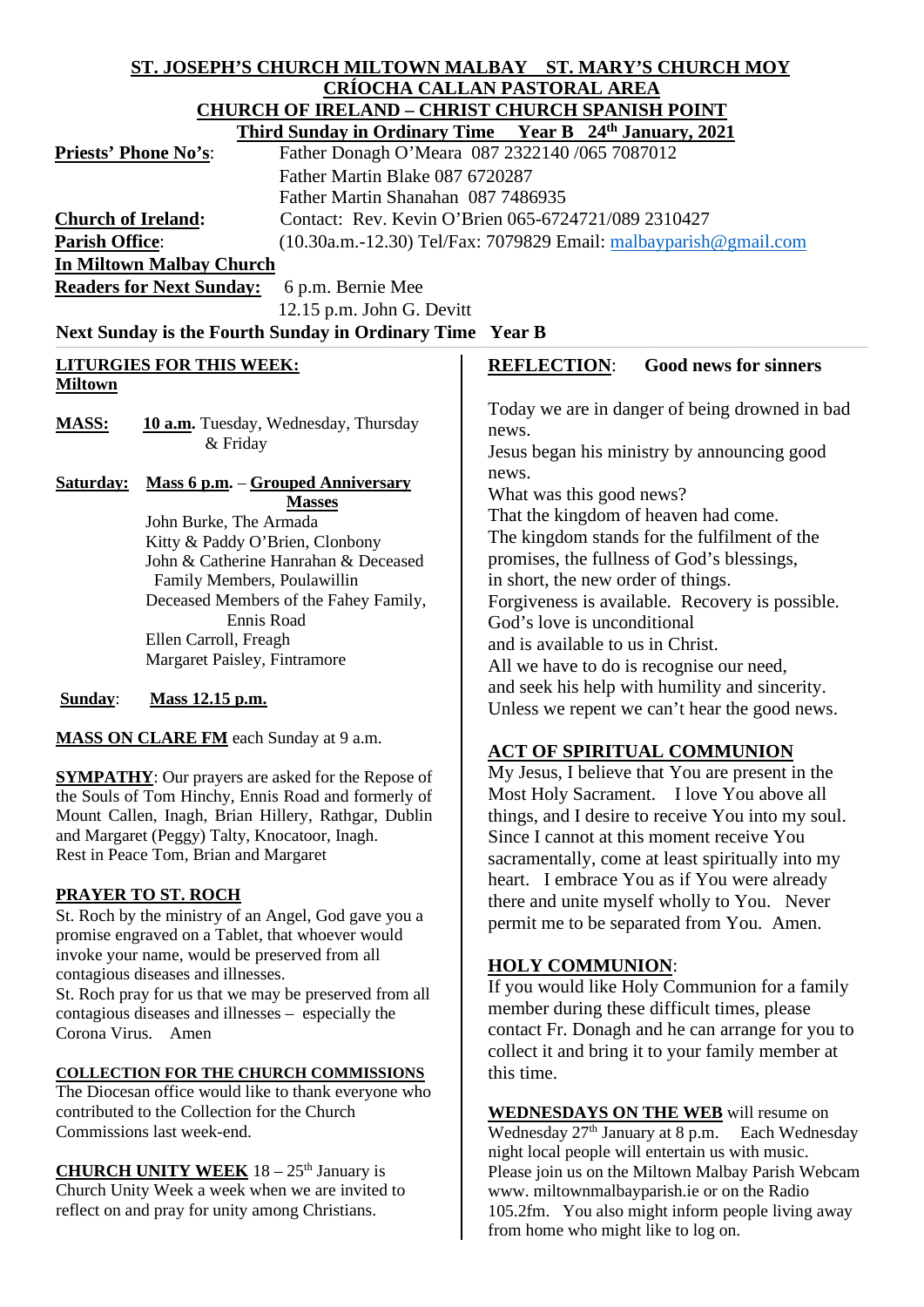## ST. JOSEPH'S CHURCH MILTOWN MALBAY ST. MARY'S CHURCH MOY

## CRÍOCHA CALLAN PASTORAL AREA

## CHURCH OF IRELAND – CHRIST CHURCH SPANISH POINT

**Third Sunday in Ordinary Time Year B 24th January, 2021**

**Priests' Phone No's**: Father Donagh O'Meara 087 2322140 /065 7087012
Father Martin Blake 087 6720287
Father Martin Shanahan 087 7486935

**Church of Ireland:** Contact: Rev. Kevin O'Brien 065-6724721/089 2310427

**Parish Office**: (10.30a.m.-12.30) Tel/Fax: 7079829 Email: malbayparish@gmail.com

**In Miltown Malbay Church**

**Readers for Next Sunday:** 6 p.m. Bernie Mee
12.15 p.m. John G. Devitt

**Next Sunday is the Fourth Sunday in Ordinary Time Year B**

### LITURGIES FOR THIS WEEK:

**Miltown**

**MASS:** **10 a.m.** Tuesday, Wednesday, Thursday & Friday

**Saturday:** **Mass 6 p.m. – Grouped Anniversary Masses**

John Burke, The Armada
Kitty & Paddy O'Brien, Clonbony
John & Catherine Hanrahan & Deceased Family Members, Poulawillin
Deceased Members of the Fahey Family, Ennis Road
Ellen Carroll, Freagh
Margaret Paisley, Fintramore

**Sunday**: **Mass 12.15 p.m.**

**MASS ON CLARE FM** each Sunday at 9 a.m.

**SYMPATHY**: Our prayers are asked for the Repose of the Souls of Tom Hinchy, Ennis Road and formerly of Mount Callen, Inagh, Brian Hillery, Rathgar, Dublin and Margaret (Peggy) Talty, Knocatoor, Inagh.
Rest in Peace Tom, Brian and Margaret

### PRAYER TO ST. ROCH

St. Roch by the ministry of an Angel, God gave you a promise engraved on a Tablet, that whoever would invoke your name, would be preserved from all contagious diseases and illnesses.
St. Roch pray for us that we may be preserved from all contagious diseases and illnesses – especially the Corona Virus. Amen

### COLLECTION FOR THE CHURCH COMMISSIONS

The Diocesan office would like to thank everyone who contributed to the Collection for the Church Commissions last week-end.

**CHURCH UNITY WEEK** 18 – 25th January is Church Unity Week a week when we are invited to reflect on and pray for unity among Christians.

### REFLECTION: Good news for sinners

Today we are in danger of being drowned in bad news.
Jesus began his ministry by announcing good news.
What was this good news?
That the kingdom of heaven had come.
The kingdom stands for the fulfilment of the promises, the fullness of God's blessings,
in short, the new order of things.
Forgiveness is available. Recovery is possible.
God's love is unconditional
and is available to us in Christ.
All we have to do is recognise our need,
and seek his help with humility and sincerity.
Unless we repent we can't hear the good news.

### ACT OF SPIRITUAL COMMUNION

My Jesus, I believe that You are present in the Most Holy Sacrament. I love You above all things, and I desire to receive You into my soul. Since I cannot at this moment receive You sacramentally, come at least spiritually into my heart. I embrace You as if You were already there and unite myself wholly to You. Never permit me to be separated from You. Amen.

### HOLY COMMUNION:

If you would like Holy Communion for a family member during these difficult times, please contact Fr. Donagh and he can arrange for you to collect it and bring it to your family member at this time.

**WEDNESDAYS ON THE WEB** will resume on Wednesday 27th January at 8 p.m. Each Wednesday night local people will entertain us with music. Please join us on the Miltown Malbay Parish Webcam www. miltownmalbayparish.ie or on the Radio 105.2fm. You also might inform people living away from home who might like to log on.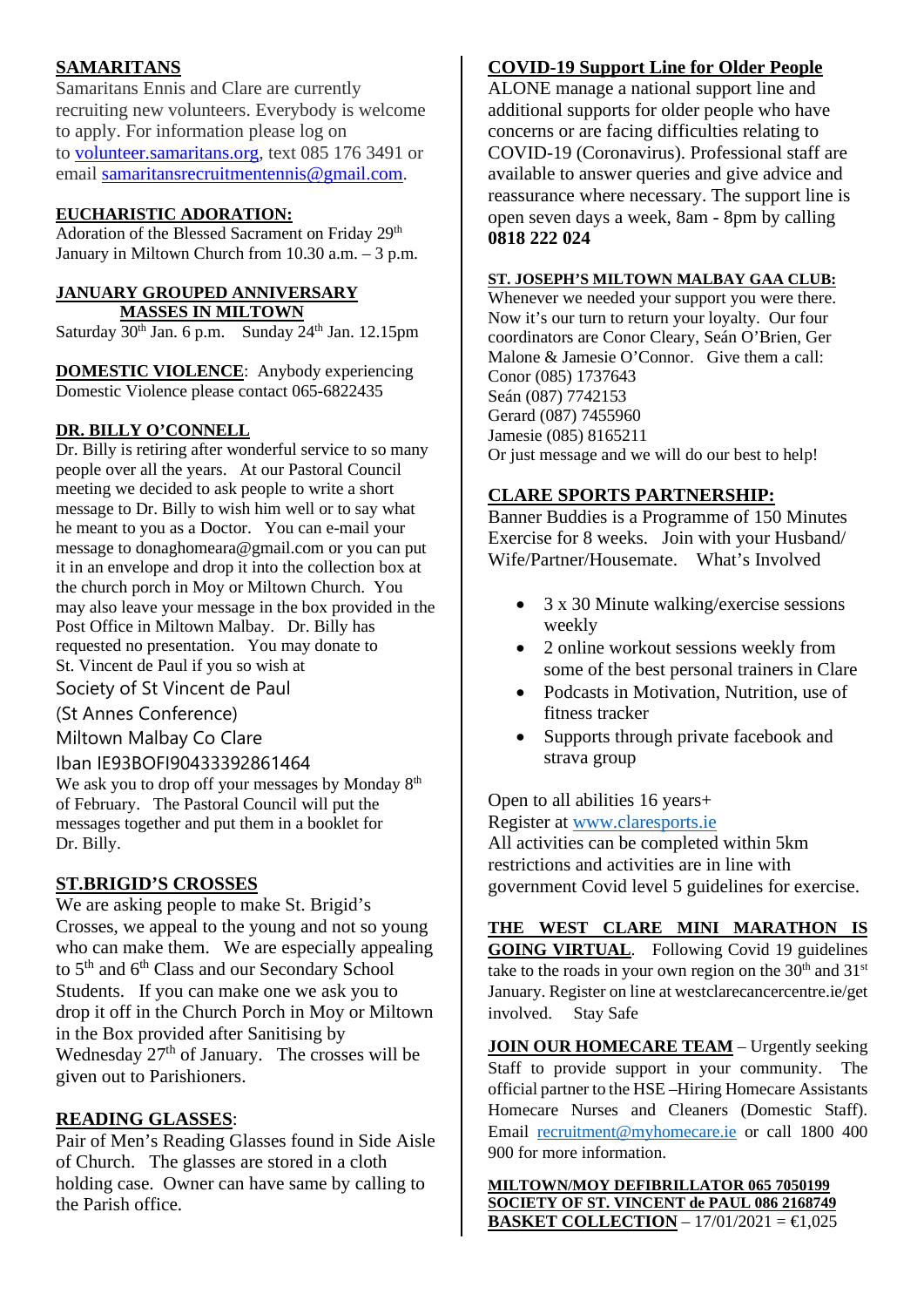## SAMARITANS

Samaritans Ennis and Clare are currently recruiting new volunteers. Everybody is welcome to apply. For information please log on to volunteer.samaritans.org, text 085 176 3491 or email samaritansrecruitmentennis@gmail.com.

## EUCHARISTIC ADORATION:

Adoration of the Blessed Sacrament on Friday 29th January in Miltown Church from 10.30 a.m. – 3 p.m.

## JANUARY GROUPED ANNIVERSARY MASSES IN MILTOWN

Saturday 30th Jan. 6 p.m.  Sunday 24th Jan. 12.15pm

**DOMESTIC VIOLENCE**: Anybody experiencing Domestic Violence please contact 065-6822435

## DR. BILLY O'CONNELL

Dr. Billy is retiring after wonderful service to so many people over all the years. At our Pastoral Council meeting we decided to ask people to write a short message to Dr. Billy to wish him well or to say what he meant to you as a Doctor. You can e-mail your message to donaghomeara@gmail.com or you can put it in an envelope and drop it into the collection box at the church porch in Moy or Miltown Church. You may also leave your message in the box provided in the Post Office in Miltown Malbay. Dr. Billy has requested no presentation. You may donate to St. Vincent de Paul if you so wish at

Society of St Vincent de Paul
(St Annes Conference)
Miltown Malbay Co Clare
Iban IE93BOFI90433392861464

We ask you to drop off your messages by Monday 8th of February. The Pastoral Council will put the messages together and put them in a booklet for Dr. Billy.

## ST.BRIGID'S CROSSES

We are asking people to make St. Brigid's Crosses, we appeal to the young and not so young who can make them. We are especially appealing to 5th and 6th Class and our Secondary School Students. If you can make one we ask you to drop it off in the Church Porch in Moy or Miltown in the Box provided after Sanitising by Wednesday 27th of January. The crosses will be given out to Parishioners.

**READING GLASSES**:

Pair of Men's Reading Glasses found in Side Aisle of Church. The glasses are stored in a cloth holding case. Owner can have same by calling to the Parish office.

## COVID-19 Support Line for Older People

ALONE manage a national support line and additional supports for older people who have concerns or are facing difficulties relating to COVID-19 (Coronavirus). Professional staff are available to answer queries and give advice and reassurance where necessary. The support line is open seven days a week, 8am - 8pm by calling **0818 222 024**

## ST. JOSEPH'S MILTOWN MALBAY GAA CLUB:

Whenever we needed your support you were there. Now it's our turn to return your loyalty. Our four coordinators are Conor Cleary, Seán O'Brien, Ger Malone & Jamesie O'Connor. Give them a call:
Conor (085) 1737643
Seán (087) 7742153
Gerard (087) 7455960
Jamesie (085) 8165211
Or just message and we will do our best to help!

## CLARE SPORTS PARTNERSHIP:

Banner Buddies is a Programme of 150 Minutes Exercise for 8 weeks. Join with your Husband/ Wife/Partner/Housemate. What's Involved

- 3 x 30 Minute walking/exercise sessions weekly
- 2 online workout sessions weekly from some of the best personal trainers in Clare
- Podcasts in Motivation, Nutrition, use of fitness tracker
- Supports through private facebook and strava group

Open to all abilities 16 years+
Register at www.claresports.ie
All activities can be completed within 5km restrictions and activities are in line with government Covid level 5 guidelines for exercise.

**THE WEST CLARE MINI MARATHON IS GOING VIRTUAL**. Following Covid 19 guidelines take to the roads in your own region on the 30th and 31st January. Register on line at westclarecancercentre.ie/get involved. Stay Safe

**JOIN OUR HOMECARE TEAM** – Urgently seeking Staff to provide support in your community. The official partner to the HSE –Hiring Homecare Assistants Homecare Nurses and Cleaners (Domestic Staff). Email recruitment@myhomecare.ie or call 1800 400 900 for more information.

**MILTOWN/MOY DEFIBRILLATOR 065 7050199**
**SOCIETY OF ST. VINCENT de PAUL 086 2168749**
**BASKET COLLECTION** – 17/01/2021 = €1,025